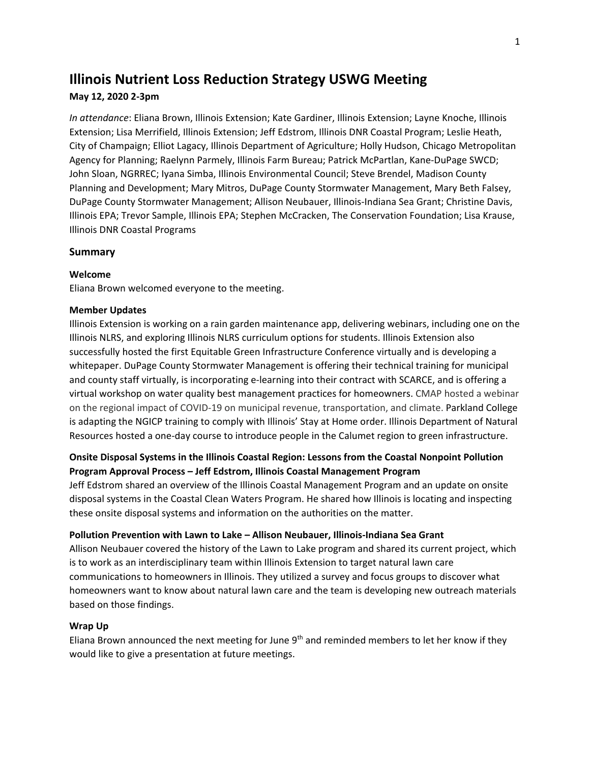# Illinois Nutrient Loss Reduction Strategy USWG Meeting

**May 12, 2020 2-3pm**

*In attendance*: Eliana Brown, Illinois Extension; Kate Gardiner, Illinois Extension; Layne Knoche, Illinois Extension; Lisa Merrifield, Illinois Extension; Jeff Edstrom, Illinois DNR Coastal Program; Leslie Heath, City of Champaign; Elliot Lagacy, Illinois Department of Agriculture; Holly Hudson, Chicago Metropolitan Agency for Planning; Raelynn Parmely, Illinois Farm Bureau; Patrick McPartlan, Kane-DuPage SWCD; John Sloan, NGRREC; Iyana Simba, Illinois Environmental Council; Steve Brendel, Madison County Planning and Development; Mary Mitros, DuPage County Stormwater Management, Mary Beth Falsey, DuPage County Stormwater Management; Allison Neubauer, Illinois-Indiana Sea Grant; Christine Davis, Illinois EPA; Trevor Sample, Illinois EPA; Stephen McCracken, The Conservation Foundation; Lisa Krause, Illinois DNR Coastal Programs

## Summary

### Welcome

Eliana Brown welcomed everyone to the meeting.

### Member Updates

Illinois Extension is working on a rain garden maintenance app, delivering webinars, including one on the Illinois NLRS, and exploring Illinois NLRS curriculum options for students. Illinois Extension also successfully hosted the first Equitable Green Infrastructure Conference virtually and is developing a whitepaper. DuPage County Stormwater Management is offering their technical training for municipal and county staff virtually, is incorporating e-learning into their contract with SCARCE, and is offering a virtual workshop on water quality best management practices for homeowners. CMAP hosted a webinar on the regional impact of COVID-19 on municipal revenue, transportation, and climate. Parkland College is adapting the NGICP training to comply with Illinois' Stay at Home order. Illinois Department of Natural Resources hosted a one-day course to introduce people in the Calumet region to green infrastructure.

### Onsite Disposal Systems in the Illinois Coastal Region: Lessons from the Coastal Nonpoint Pollution Program Approval Process – Jeff Edstrom, Illinois Coastal Management Program

Jeff Edstrom shared an overview of the Illinois Coastal Management Program and an update on onsite disposal systems in the Coastal Clean Waters Program. He shared how Illinois is locating and inspecting these onsite disposal systems and information on the authorities on the matter.

### Pollution Prevention with Lawn to Lake – Allison Neubauer, Illinois-Indiana Sea Grant

Allison Neubauer covered the history of the Lawn to Lake program and shared its current project, which is to work as an interdisciplinary team within Illinois Extension to target natural lawn care communications to homeowners in Illinois. They utilized a survey and focus groups to discover what homeowners want to know about natural lawn care and the team is developing new outreach materials based on those findings.

### Wrap Up

Eliana Brown announced the next meeting for June 9th and reminded members to let her know if they would like to give a presentation at future meetings.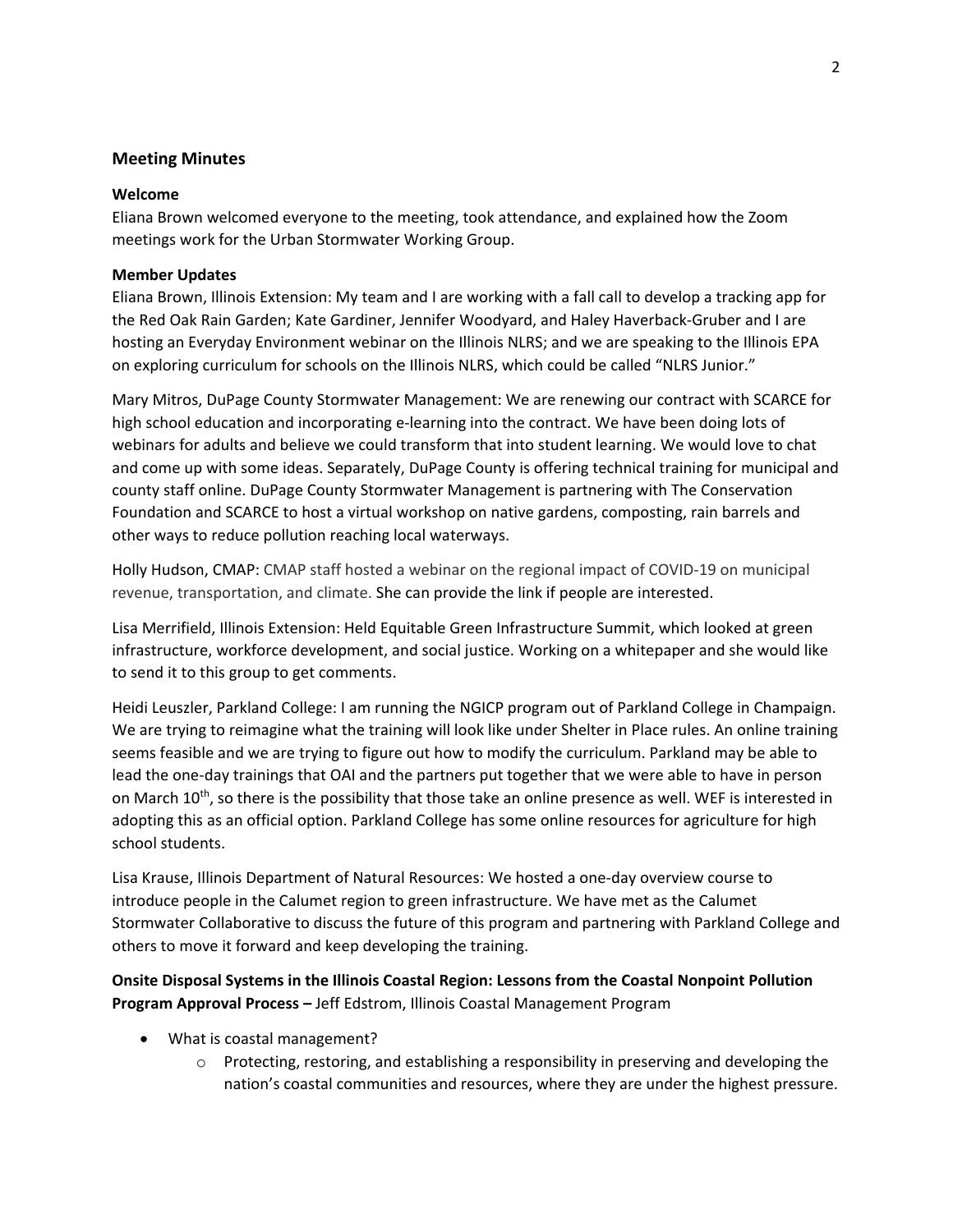## Meeting Minutes

### Welcome

Eliana Brown welcomed everyone to the meeting, took attendance, and explained how the Zoom meetings work for the Urban Stormwater Working Group.

### Member Updates

Eliana Brown, Illinois Extension: My team and I are working with a fall call to develop a tracking app for the Red Oak Rain Garden; Kate Gardiner, Jennifer Woodyard, and Haley Haverback-Gruber and I are hosting an Everyday Environment webinar on the Illinois NLRS; and we are speaking to the Illinois EPA on exploring curriculum for schools on the Illinois NLRS, which could be called "NLRS Junior."

Mary Mitros, DuPage County Stormwater Management: We are renewing our contract with SCARCE for high school education and incorporating e-learning into the contract. We have been doing lots of webinars for adults and believe we could transform that into student learning. We would love to chat and come up with some ideas. Separately, DuPage County is offering technical training for municipal and county staff online. DuPage County Stormwater Management is partnering with The Conservation Foundation and SCARCE to host a virtual workshop on native gardens, composting, rain barrels and other ways to reduce pollution reaching local waterways.

Holly Hudson, CMAP: CMAP staff hosted a webinar on the regional impact of COVID-19 on municipal revenue, transportation, and climate. She can provide the link if people are interested.

Lisa Merrifield, Illinois Extension: Held Equitable Green Infrastructure Summit, which looked at green infrastructure, workforce development, and social justice. Working on a whitepaper and she would like to send it to this group to get comments.

Heidi Leuszler, Parkland College: I am running the NGICP program out of Parkland College in Champaign. We are trying to reimagine what the training will look like under Shelter in Place rules. An online training seems feasible and we are trying to figure out how to modify the curriculum. Parkland may be able to lead the one-day trainings that OAI and the partners put together that we were able to have in person on March 10th, so there is the possibility that those take an online presence as well. WEF is interested in adopting this as an official option. Parkland College has some online resources for agriculture for high school students.

Lisa Krause, Illinois Department of Natural Resources: We hosted a one-day overview course to introduce people in the Calumet region to green infrastructure. We have met as the Calumet Stormwater Collaborative to discuss the future of this program and partnering with Parkland College and others to move it forward and keep developing the training.

**Onsite Disposal Systems in the Illinois Coastal Region: Lessons from the Coastal Nonpoint Pollution Program Approval Process –** Jeff Edstrom, Illinois Coastal Management Program

- What is coastal management?
  - Protecting, restoring, and establishing a responsibility in preserving and developing the nation's coastal communities and resources, where they are under the highest pressure.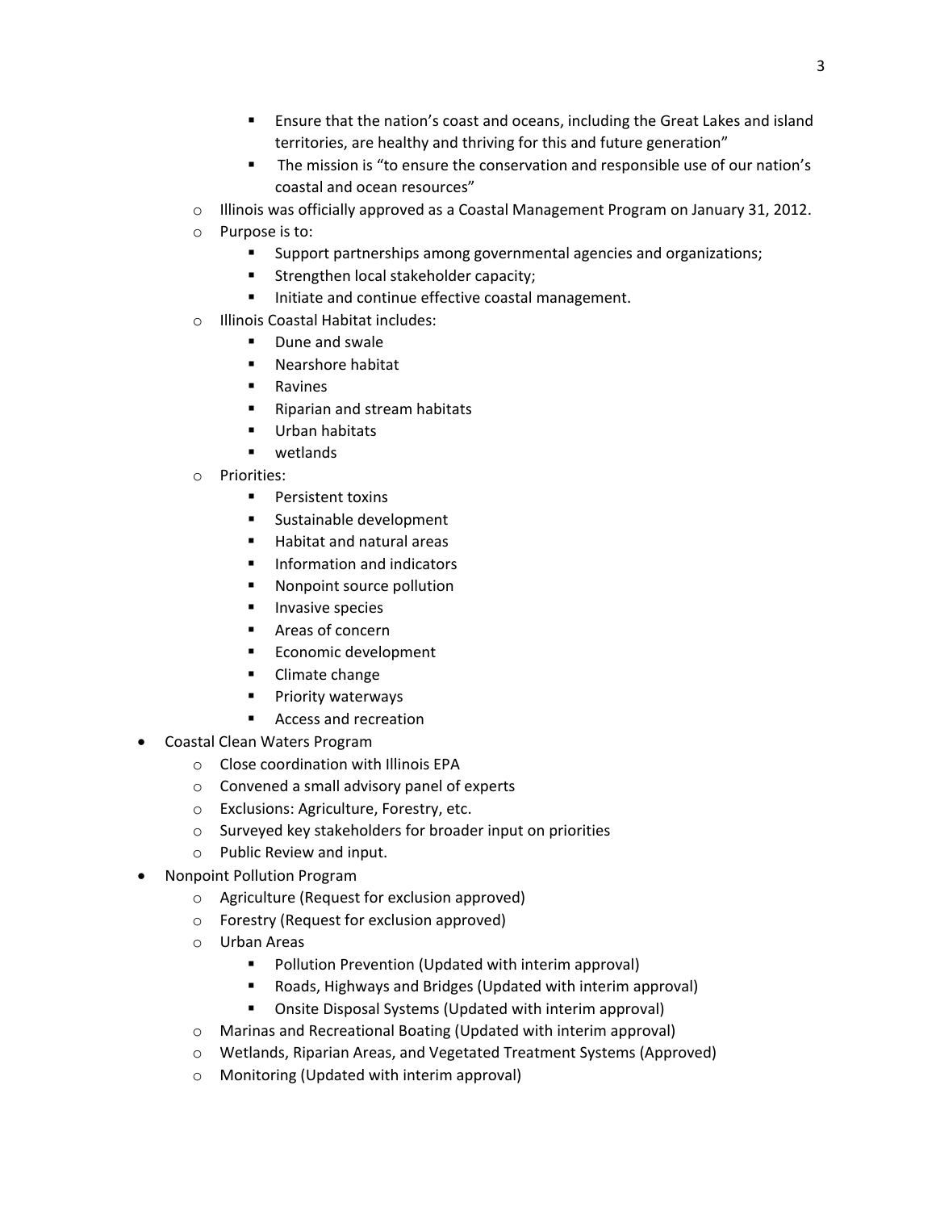- Ensure that the nation's coast and oceans, including the Great Lakes and island territories, are healthy and thriving for this and future generation"
    - The mission is "to ensure the conservation and responsible use of our nation's coastal and ocean resources"
  - Illinois was officially approved as a Coastal Management Program on January 31, 2012.
  - Purpose is to:
    - Support partnerships among governmental agencies and organizations;
    - Strengthen local stakeholder capacity;
    - Initiate and continue effective coastal management.
  - Illinois Coastal Habitat includes:
    - Dune and swale
    - Nearshore habitat
    - Ravines
    - Riparian and stream habitats
    - Urban habitats
    - wetlands
  - Priorities:
    - Persistent toxins
    - Sustainable development
    - Habitat and natural areas
    - Information and indicators
    - Nonpoint source pollution
    - Invasive species
    - Areas of concern
    - Economic development
    - Climate change
    - Priority waterways
    - Access and recreation
- Coastal Clean Waters Program
  - Close coordination with Illinois EPA
  - Convened a small advisory panel of experts
  - Exclusions: Agriculture, Forestry, etc.
  - Surveyed key stakeholders for broader input on priorities
  - Public Review and input.
- Nonpoint Pollution Program
  - Agriculture (Request for exclusion approved)
  - Forestry (Request for exclusion approved)
  - Urban Areas
    - Pollution Prevention (Updated with interim approval)
    - Roads, Highways and Bridges (Updated with interim approval)
    - Onsite Disposal Systems (Updated with interim approval)
  - Marinas and Recreational Boating (Updated with interim approval)
  - Wetlands, Riparian Areas, and Vegetated Treatment Systems (Approved)
  - Monitoring (Updated with interim approval)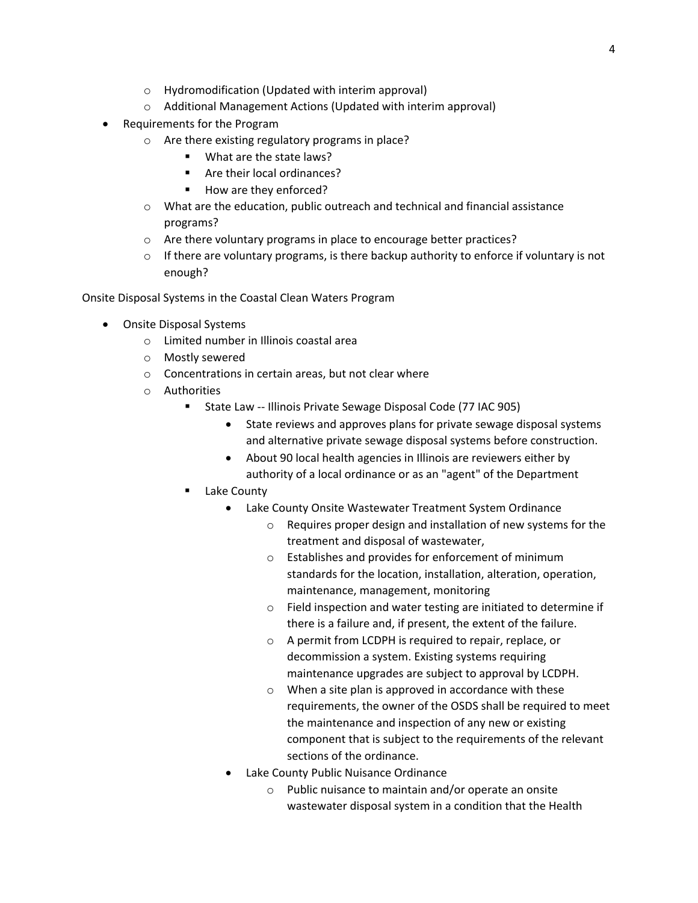- Hydromodification (Updated with interim approval)
    - Additional Management Actions (Updated with interim approval)
- Requirements for the Program
    - Are there existing regulatory programs in place?
        - What are the state laws?
        - Are their local ordinances?
        - How are they enforced?
    - What are the education, public outreach and technical and financial assistance programs?
    - Are there voluntary programs in place to encourage better practices?
    - If there are voluntary programs, is there backup authority to enforce if voluntary is not enough?

Onsite Disposal Systems in the Coastal Clean Waters Program

- Onsite Disposal Systems
    - Limited number in Illinois coastal area
    - Mostly sewered
    - Concentrations in certain areas, but not clear where
    - Authorities
        - State Law -- Illinois Private Sewage Disposal Code (77 IAC 905)
            - State reviews and approves plans for private sewage disposal systems and alternative private sewage disposal systems before construction.
            - About 90 local health agencies in Illinois are reviewers either by authority of a local ordinance or as an "agent" of the Department
        - Lake County
            - Lake County Onsite Wastewater Treatment System Ordinance
                - Requires proper design and installation of new systems for the treatment and disposal of wastewater,
                - Establishes and provides for enforcement of minimum standards for the location, installation, alteration, operation, maintenance, management, monitoring
                - Field inspection and water testing are initiated to determine if there is a failure and, if present, the extent of the failure.
                - A permit from LCDPH is required to repair, replace, or decommission a system. Existing systems requiring maintenance upgrades are subject to approval by LCDPH.
                - When a site plan is approved in accordance with these requirements, the owner of the OSDS shall be required to meet the maintenance and inspection of any new or existing component that is subject to the requirements of the relevant sections of the ordinance.
            - Lake County Public Nuisance Ordinance
                - Public nuisance to maintain and/or operate an onsite wastewater disposal system in a condition that the Health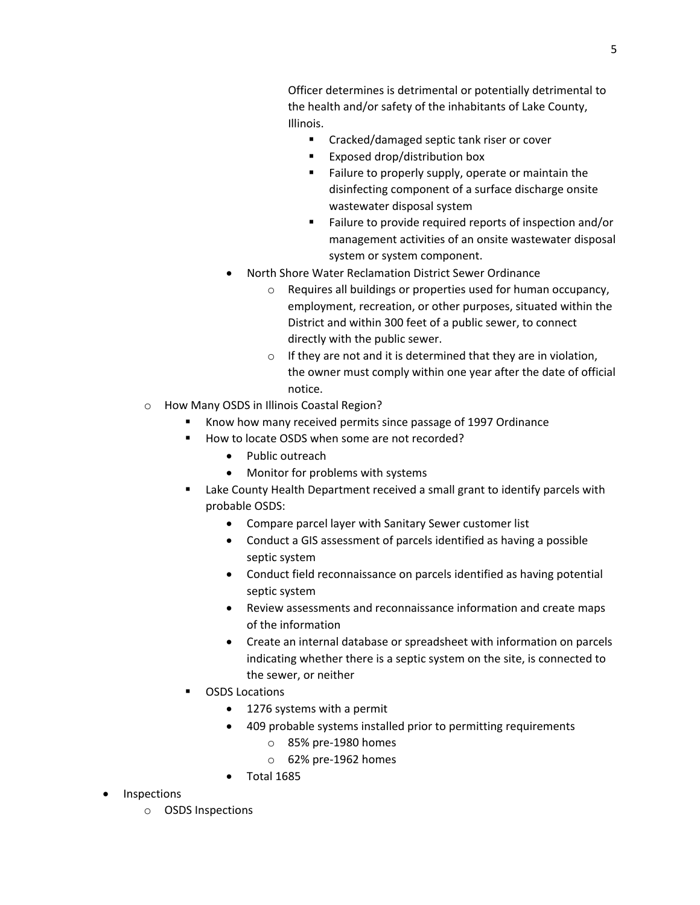- Officer determines is detrimental or potentially detrimental to the health and/or safety of the inhabitants of Lake County, Illinois.
          - Cracked/damaged septic tank riser or cover
          - Exposed drop/distribution box
          - Failure to properly supply, operate or maintain the disinfecting component of a surface discharge onsite wastewater disposal system
          - Failure to provide required reports of inspection and/or management activities of an onsite wastewater disposal system or system component.
      - North Shore Water Reclamation District Sewer Ordinance
        - Requires all buildings or properties used for human occupancy, employment, recreation, or other purposes, situated within the District and within 300 feet of a public sewer, to connect directly with the public sewer.
        - If they are not and it is determined that they are in violation, the owner must comply within one year after the date of official notice.
  - How Many OSDS in Illinois Coastal Region?
    - Know how many received permits since passage of 1997 Ordinance
    - How to locate OSDS when some are not recorded?
      - Public outreach
      - Monitor for problems with systems
    - Lake County Health Department received a small grant to identify parcels with probable OSDS:
      - Compare parcel layer with Sanitary Sewer customer list
      - Conduct a GIS assessment of parcels identified as having a possible septic system
      - Conduct field reconnaissance on parcels identified as having potential septic system
      - Review assessments and reconnaissance information and create maps of the information
      - Create an internal database or spreadsheet with information on parcels indicating whether there is a septic system on the site, is connected to the sewer, or neither
    - OSDS Locations
      - 1276 systems with a permit
      - 409 probable systems installed prior to permitting requirements
        - 85% pre-1980 homes
        - 62% pre-1962 homes
      - Total 1685
- Inspections
  - OSDS Inspections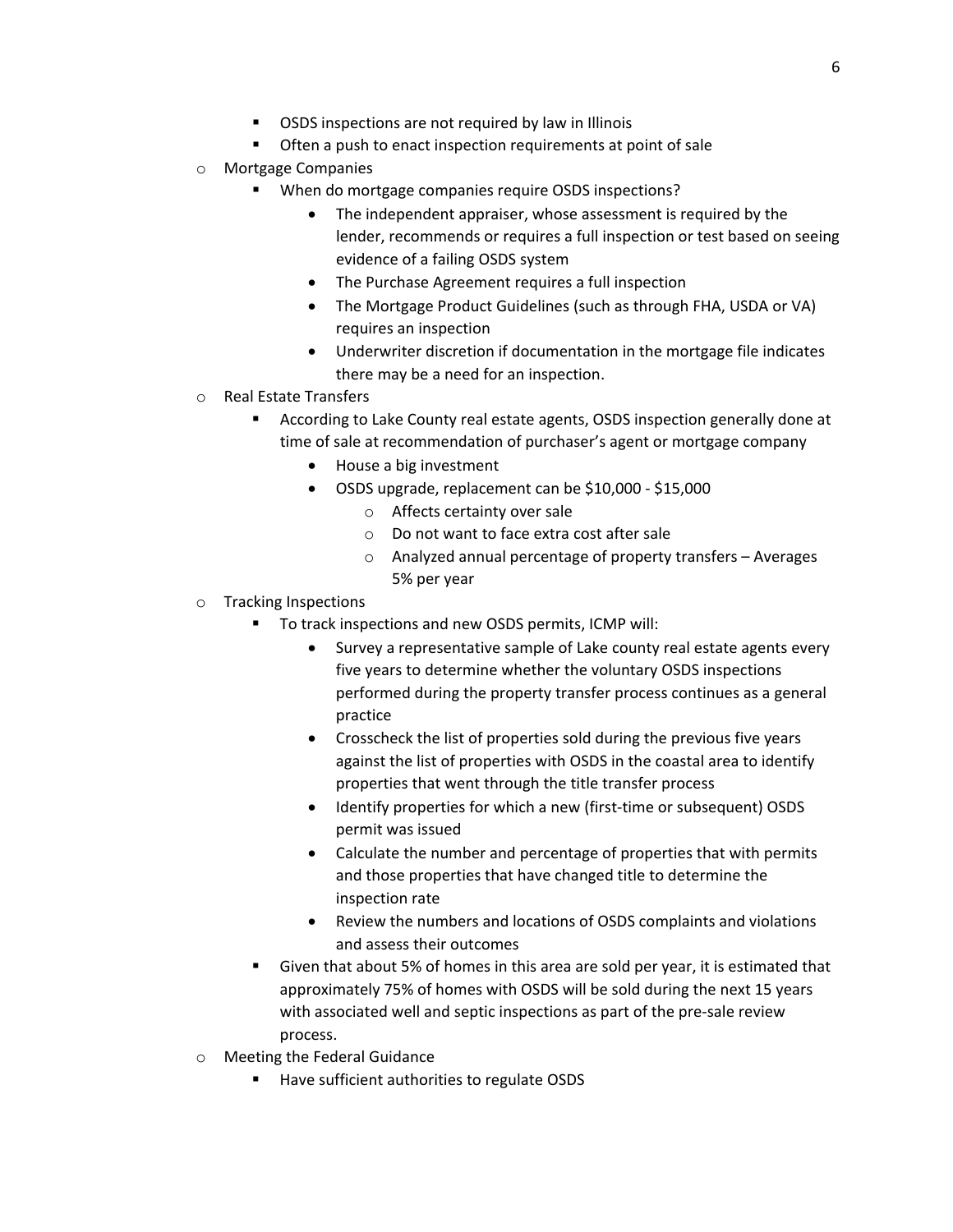- OSDS inspections are not required by law in Illinois
        - Often a push to enact inspection requirements at point of sale
- Mortgage Companies
    - When do mortgage companies require OSDS inspections?
        - The independent appraiser, whose assessment is required by the lender, recommends or requires a full inspection or test based on seeing evidence of a failing OSDS system
        - The Purchase Agreement requires a full inspection
        - The Mortgage Product Guidelines (such as through FHA, USDA or VA) requires an inspection
        - Underwriter discretion if documentation in the mortgage file indicates there may be a need for an inspection.
- Real Estate Transfers
    - According to Lake County real estate agents, OSDS inspection generally done at time of sale at recommendation of purchaser's agent or mortgage company
        - House a big investment
        - OSDS upgrade, replacement can be $10,000 - $15,000
            - Affects certainty over sale
            - Do not want to face extra cost after sale
            - Analyzed annual percentage of property transfers – Averages 5% per year
- Tracking Inspections
    - To track inspections and new OSDS permits, ICMP will:
        - Survey a representative sample of Lake county real estate agents every five years to determine whether the voluntary OSDS inspections performed during the property transfer process continues as a general practice
        - Crosscheck the list of properties sold during the previous five years against the list of properties with OSDS in the coastal area to identify properties that went through the title transfer process
        - Identify properties for which a new (first-time or subsequent) OSDS permit was issued
        - Calculate the number and percentage of properties that with permits and those properties that have changed title to determine the inspection rate
        - Review the numbers and locations of OSDS complaints and violations and assess their outcomes
    - Given that about 5% of homes in this area are sold per year, it is estimated that approximately 75% of homes with OSDS will be sold during the next 15 years with associated well and septic inspections as part of the pre-sale review process.
- Meeting the Federal Guidance
    - Have sufficient authorities to regulate OSDS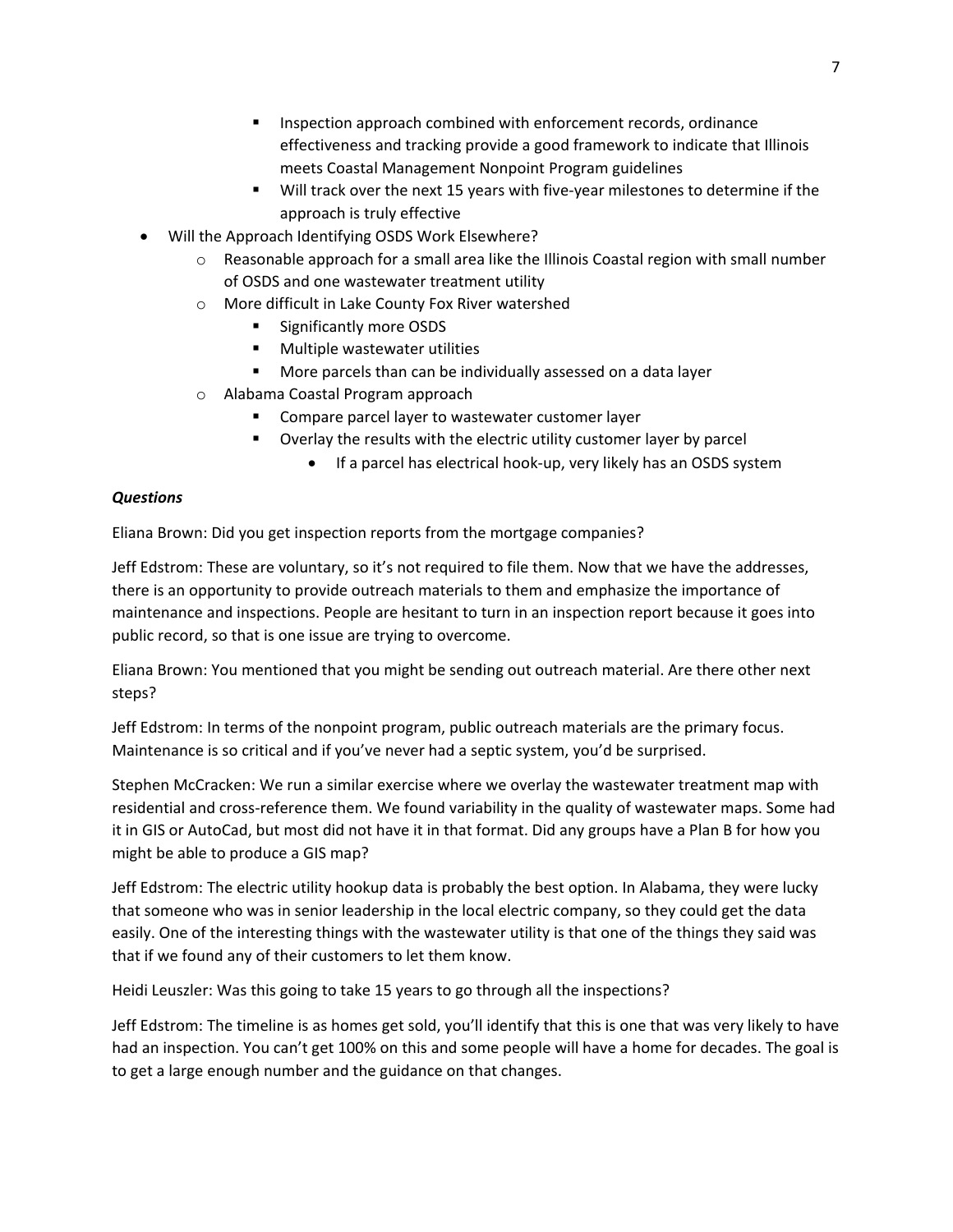- Inspection approach combined with enforcement records, ordinance effectiveness and tracking provide a good framework to indicate that Illinois meets Coastal Management Nonpoint Program guidelines
        - Will track over the next 15 years with five-year milestones to determine if the approach is truly effective
- Will the Approach Identifying OSDS Work Elsewhere?
    - Reasonable approach for a small area like the Illinois Coastal region with small number of OSDS and one wastewater treatment utility
    - More difficult in Lake County Fox River watershed
        - Significantly more OSDS
        - Multiple wastewater utilities
        - More parcels than can be individually assessed on a data layer
    - Alabama Coastal Program approach
        - Compare parcel layer to wastewater customer layer
        - Overlay the results with the electric utility customer layer by parcel
            - If a parcel has electrical hook-up, very likely has an OSDS system

***Questions***

Eliana Brown: Did you get inspection reports from the mortgage companies?

Jeff Edstrom: These are voluntary, so it's not required to file them. Now that we have the addresses, there is an opportunity to provide outreach materials to them and emphasize the importance of maintenance and inspections. People are hesitant to turn in an inspection report because it goes into public record, so that is one issue are trying to overcome.

Eliana Brown: You mentioned that you might be sending out outreach material. Are there other next steps?

Jeff Edstrom: In terms of the nonpoint program, public outreach materials are the primary focus. Maintenance is so critical and if you've never had a septic system, you'd be surprised.

Stephen McCracken: We run a similar exercise where we overlay the wastewater treatment map with residential and cross-reference them. We found variability in the quality of wastewater maps. Some had it in GIS or AutoCad, but most did not have it in that format. Did any groups have a Plan B for how you might be able to produce a GIS map?

Jeff Edstrom: The electric utility hookup data is probably the best option. In Alabama, they were lucky that someone who was in senior leadership in the local electric company, so they could get the data easily. One of the interesting things with the wastewater utility is that one of the things they said was that if we found any of their customers to let them know.

Heidi Leuszler: Was this going to take 15 years to go through all the inspections?

Jeff Edstrom: The timeline is as homes get sold, you'll identify that this is one that was very likely to have had an inspection. You can't get 100% on this and some people will have a home for decades. The goal is to get a large enough number and the guidance on that changes.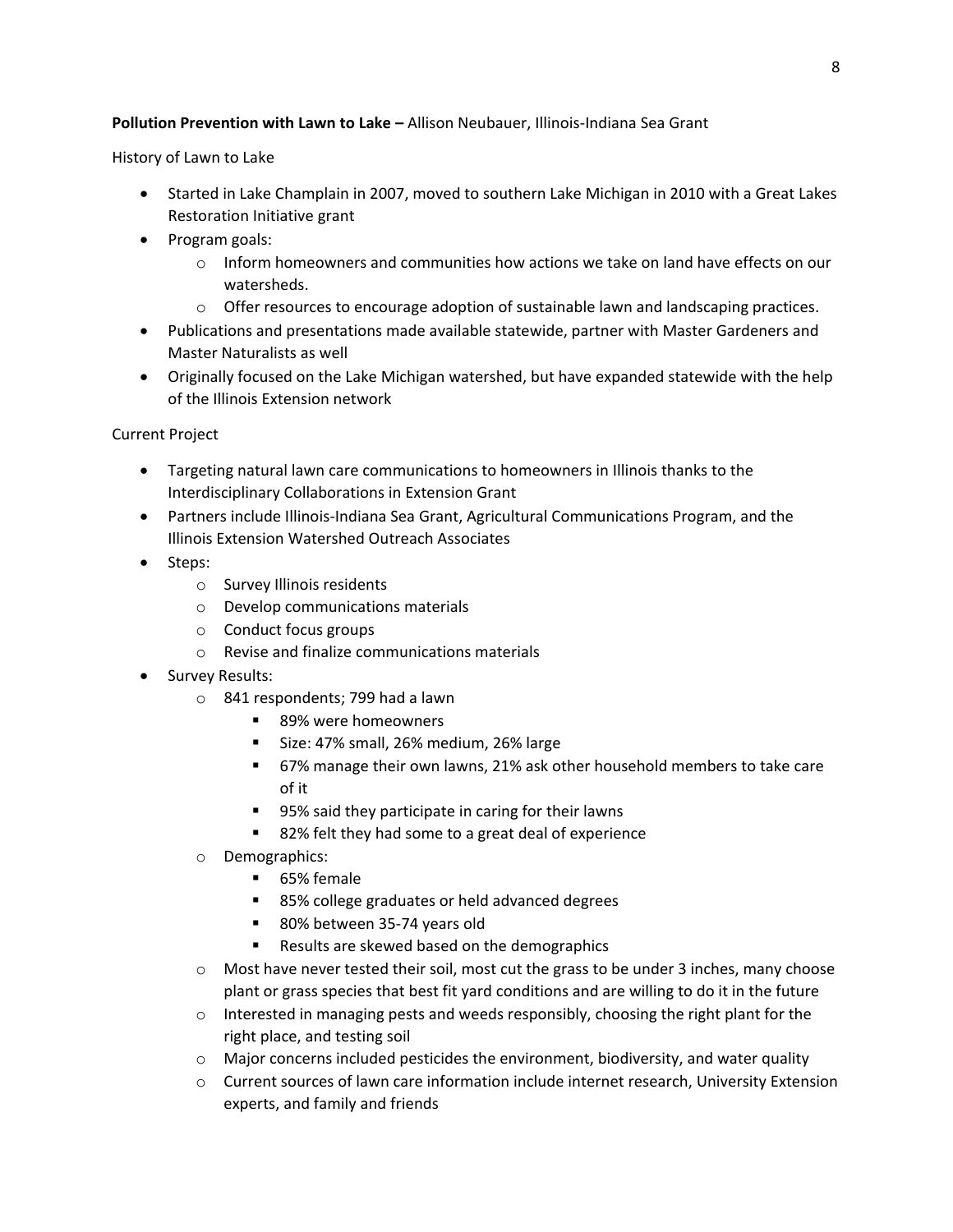**Pollution Prevention with Lawn to Lake –** Allison Neubauer, Illinois-Indiana Sea Grant

History of Lawn to Lake

- Started in Lake Champlain in 2007, moved to southern Lake Michigan in 2010 with a Great Lakes Restoration Initiative grant
- Program goals:
    - Inform homeowners and communities how actions we take on land have effects on our watersheds.
    - Offer resources to encourage adoption of sustainable lawn and landscaping practices.
- Publications and presentations made available statewide, partner with Master Gardeners and Master Naturalists as well
- Originally focused on the Lake Michigan watershed, but have expanded statewide with the help of the Illinois Extension network

Current Project

- Targeting natural lawn care communications to homeowners in Illinois thanks to the Interdisciplinary Collaborations in Extension Grant
- Partners include Illinois-Indiana Sea Grant, Agricultural Communications Program, and the Illinois Extension Watershed Outreach Associates
- Steps:
    - Survey Illinois residents
    - Develop communications materials
    - Conduct focus groups
    - Revise and finalize communications materials
- Survey Results:
    - 841 respondents; 799 had a lawn
        - 89% were homeowners
        - Size: 47% small, 26% medium, 26% large
        - 67% manage their own lawns, 21% ask other household members to take care of it
        - 95% said they participate in caring for their lawns
        - 82% felt they had some to a great deal of experience
    - Demographics:
        - 65% female
        - 85% college graduates or held advanced degrees
        - 80% between 35-74 years old
        - Results are skewed based on the demographics
    - Most have never tested their soil, most cut the grass to be under 3 inches, many choose plant or grass species that best fit yard conditions and are willing to do it in the future
    - Interested in managing pests and weeds responsibly, choosing the right plant for the right place, and testing soil
    - Major concerns included pesticides the environment, biodiversity, and water quality
    - Current sources of lawn care information include internet research, University Extension experts, and family and friends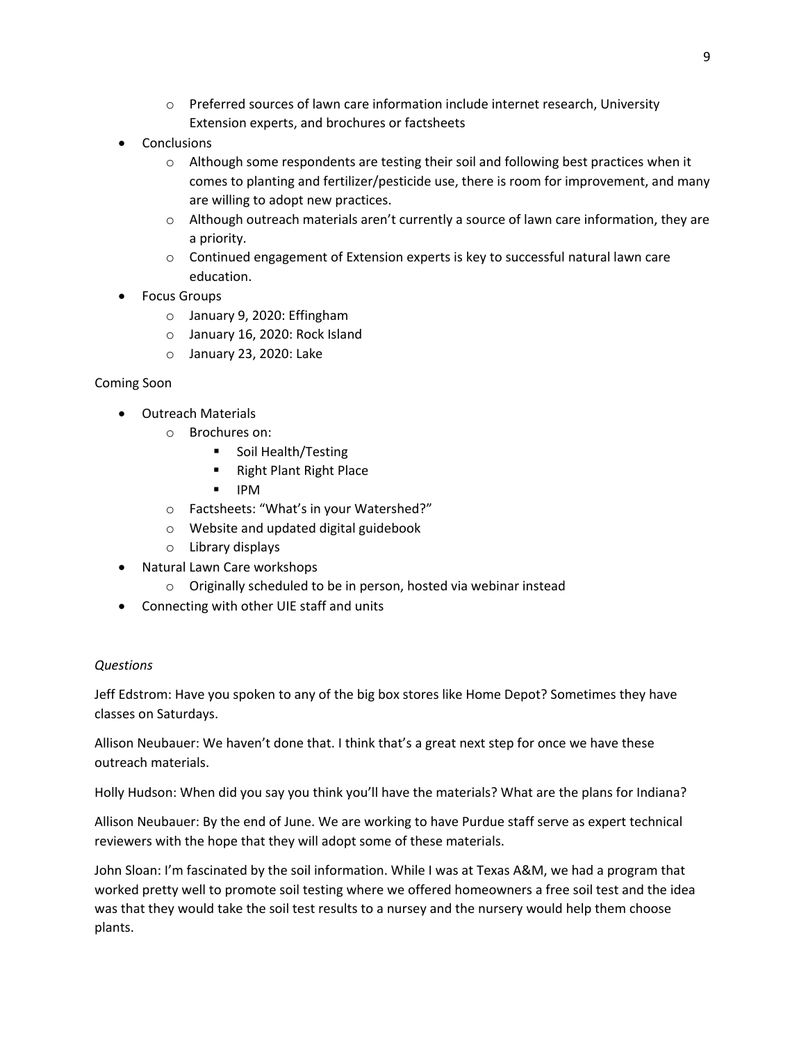- Preferred sources of lawn care information include internet research, University Extension experts, and brochures or factsheets
- Conclusions
  - Although some respondents are testing their soil and following best practices when it comes to planting and fertilizer/pesticide use, there is room for improvement, and many are willing to adopt new practices.
  - Although outreach materials aren't currently a source of lawn care information, they are a priority.
  - Continued engagement of Extension experts is key to successful natural lawn care education.
- Focus Groups
  - January 9, 2020: Effingham
  - January 16, 2020: Rock Island
  - January 23, 2020: Lake

Coming Soon

- Outreach Materials
  - Brochures on:
    - Soil Health/Testing
    - Right Plant Right Place
    - IPM
  - Factsheets: "What's in your Watershed?"
  - Website and updated digital guidebook
  - Library displays
- Natural Lawn Care workshops
  - Originally scheduled to be in person, hosted via webinar instead
- Connecting with other UIE staff and units

*Questions*

Jeff Edstrom: Have you spoken to any of the big box stores like Home Depot? Sometimes they have classes on Saturdays.

Allison Neubauer: We haven't done that. I think that's a great next step for once we have these outreach materials.

Holly Hudson: When did you say you think you'll have the materials? What are the plans for Indiana?

Allison Neubauer: By the end of June. We are working to have Purdue staff serve as expert technical reviewers with the hope that they will adopt some of these materials.

John Sloan: I'm fascinated by the soil information. While I was at Texas A&M, we had a program that worked pretty well to promote soil testing where we offered homeowners a free soil test and the idea was that they would take the soil test results to a nursey and the nursery would help them choose plants.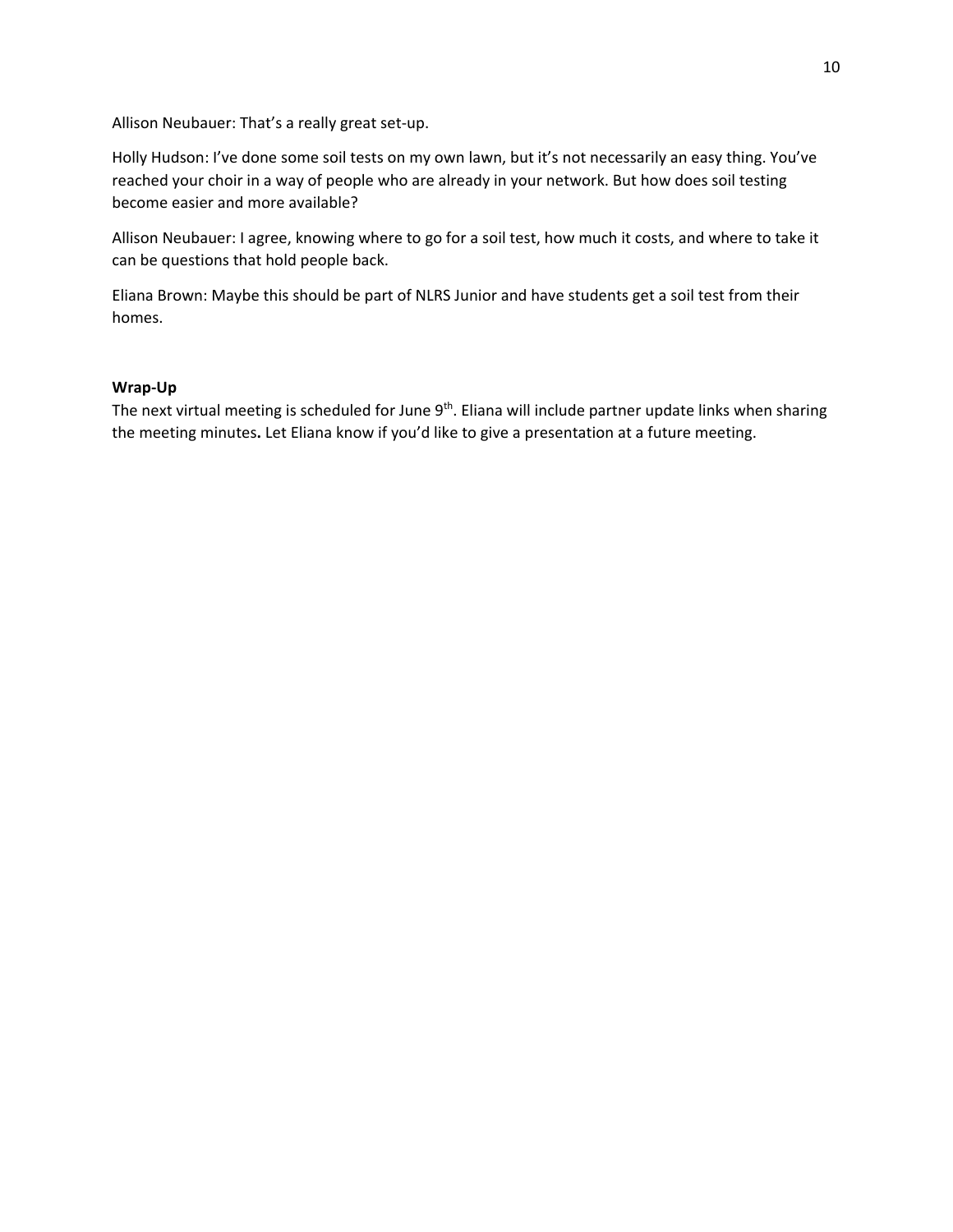Allison Neubauer: That's a really great set-up.

Holly Hudson: I've done some soil tests on my own lawn, but it's not necessarily an easy thing. You've reached your choir in a way of people who are already in your network. But how does soil testing become easier and more available?

Allison Neubauer: I agree, knowing where to go for a soil test, how much it costs, and where to take it can be questions that hold people back.

Eliana Brown: Maybe this should be part of NLRS Junior and have students get a soil test from their homes.

**Wrap-Up**

The next virtual meeting is scheduled for June 9th. Eliana will include partner update links when sharing the meeting minutes**.** Let Eliana know if you'd like to give a presentation at a future meeting.